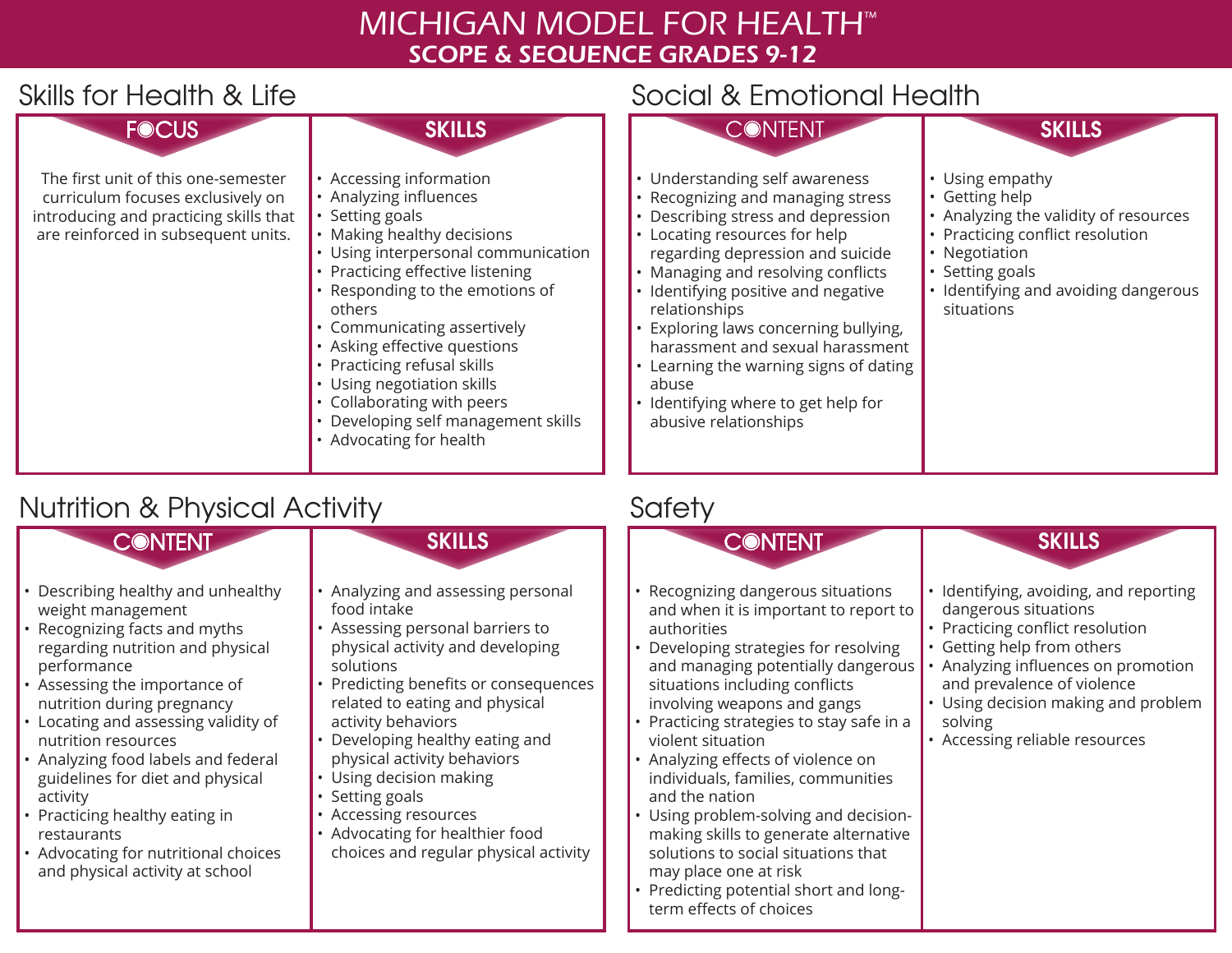# MICHIGAN MODEL FOR HEALTH™

## SCOPE & SEQUENCE GRADES 9-12

## Skills for Health & Life

### FOCUS

The first unit of this one-semester curriculum focuses exclusively on introducing and practicing skills that are reinforced in subsequent units.

### SKILLS

- Accessing information
- Analyzing influences
- Setting goals
- Making healthy decisions
- Using interpersonal communication
- Practicing effective listening
- Responding to the emotions of others
- Communicating assertively
- Asking effective questions
- Practicing refusal skills
- Using negotiation skills
- Collaborating with peers
- Developing self management skills
- Advocating for health

## Social & Emotional Health

### CONTENT

- Understanding self awareness
- Recognizing and managing stress
- Describing stress and depression
- Locating resources for help regarding depression and suicide
- Managing and resolving conflicts
- Identifying positive and negative relationships
- Exploring laws concerning bullying, harassment and sexual harassment
- Learning the warning signs of dating abuse
- Identifying where to get help for abusive relationships

### SKILLS

- Using empathy
- Getting help
- Analyzing the validity of resources
- Practicing conflict resolution
- Negotiation
- Setting goals
- Identifying and avoiding dangerous situations

## Nutrition & Physical Activity

### CONTENT

- Describing healthy and unhealthy weight management
- Recognizing facts and myths regarding nutrition and physical performance
- Assessing the importance of nutrition during pregnancy
- Locating and assessing validity of nutrition resources
- Analyzing food labels and federal guidelines for diet and physical activity
- Practicing healthy eating in restaurants
- Advocating for nutritional choices and physical activity at school

### SKILLS

- Analyzing and assessing personal food intake
- Assessing personal barriers to physical activity and developing solutions
- Predicting benefits or consequences related to eating and physical activity behaviors
- Developing healthy eating and physical activity behaviors
- Using decision making
- Setting goals
- Accessing resources
- Advocating for healthier food choices and regular physical activity

## Safety

### CONTENT

- Recognizing dangerous situations and when it is important to report to authorities
- Developing strategies for resolving and managing potentially dangerous situations including conflicts involving weapons and gangs
- Practicing strategies to stay safe in a violent situation
- Analyzing effects of violence on individuals, families, communities and the nation
- Using problem-solving and decision-making skills to generate alternative solutions to social situations that may place one at risk
- Predicting potential short and long-term effects of choices

### SKILLS

- Identifying, avoiding, and reporting dangerous situations
- Practicing conflict resolution
- Getting help from others
- Analyzing influences on promotion and prevalence of violence
- Using decision making and problem solving
- Accessing reliable resources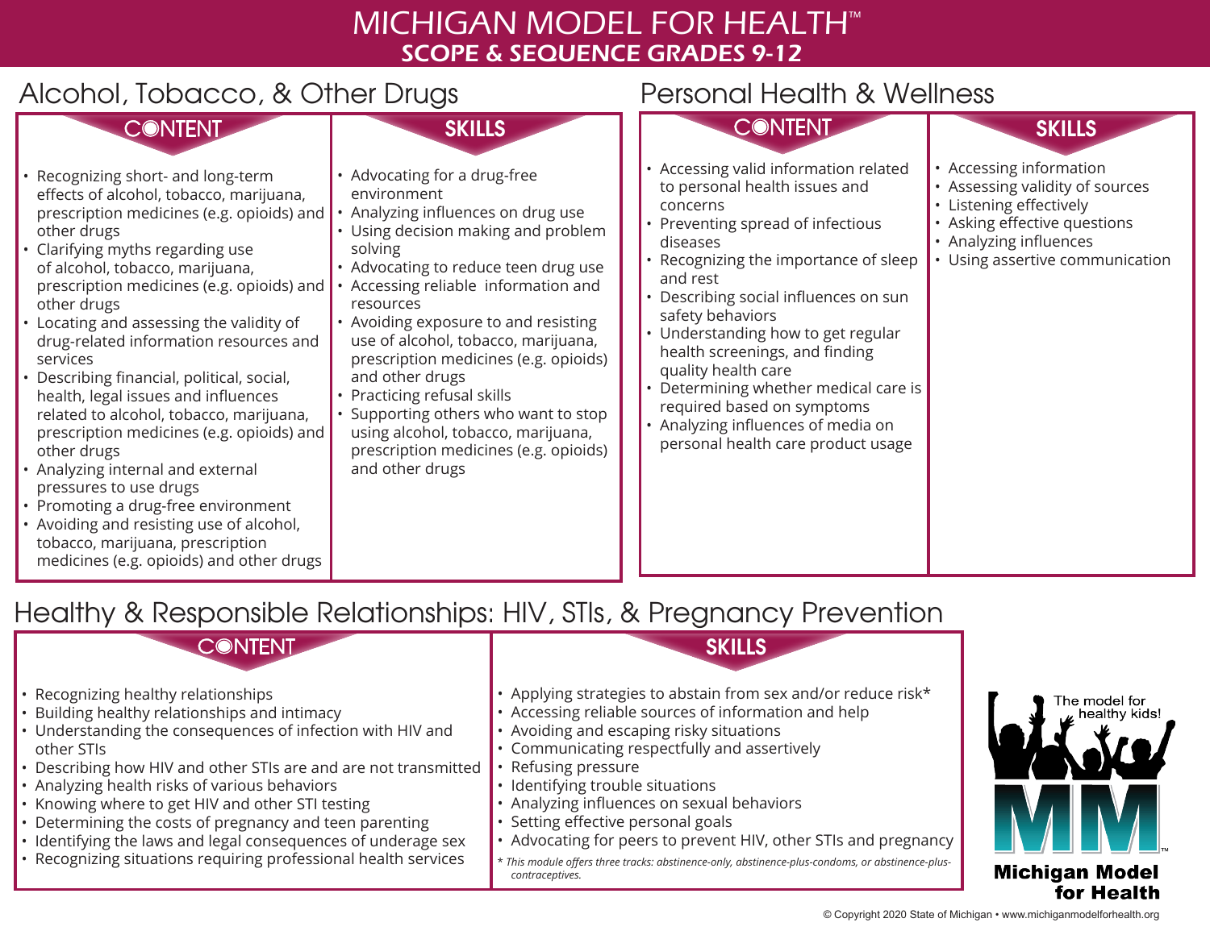# MICHIGAN MODEL FOR HEALTH™
## SCOPE & SEQUENCE GRADES 9-12

## Alcohol, Tobacco, & Other Drugs

### CONTENT

- Recognizing short- and long-term effects of alcohol, tobacco, marijuana, prescription medicines (e.g. opioids) and other drugs
- Clarifying myths regarding use of alcohol, tobacco, marijuana, prescription medicines (e.g. opioids) and other drugs
- Locating and assessing the validity of drug-related information resources and services
- Describing financial, political, social, health, legal issues and influences related to alcohol, tobacco, marijuana, prescription medicines (e.g. opioids) and other drugs
- Analyzing internal and external pressures to use drugs
- Promoting a drug-free environment
- Avoiding and resisting use of alcohol, tobacco, marijuana, prescription medicines (e.g. opioids) and other drugs

### SKILLS

- Advocating for a drug-free environment
- Analyzing influences on drug use
- Using decision making and problem solving
- Advocating to reduce teen drug use
- Accessing reliable information and resources
- Avoiding exposure to and resisting use of alcohol, tobacco, marijuana, prescription medicines (e.g. opioids) and other drugs
- Practicing refusal skills
- Supporting others who want to stop using alcohol, tobacco, marijuana, prescription medicines (e.g. opioids) and other drugs

## Personal Health & Wellness

### CONTENT

- Accessing valid information related to personal health issues and concerns
- Preventing spread of infectious diseases
- Recognizing the importance of sleep and rest
- Describing social influences on sun safety behaviors
- Understanding how to get regular health screenings, and finding quality health care
- Determining whether medical care is required based on symptoms
- Analyzing influences of media on personal health care product usage

### SKILLS

- Accessing information
- Assessing validity of sources
- Listening effectively
- Asking effective questions
- Analyzing influences
- Using assertive communication

## Healthy & Responsible Relationships: HIV, STIs, & Pregnancy Prevention

### CONTENT

- Recognizing healthy relationships
- Building healthy relationships and intimacy
- Understanding the consequences of infection with HIV and other STIs
- Describing how HIV and other STIs are and are not transmitted
- Analyzing health risks of various behaviors
- Knowing where to get HIV and other STI testing
- Determining the costs of pregnancy and teen parenting
- Identifying the laws and legal consequences of underage sex
- Recognizing situations requiring professional health services

### SKILLS

- Applying strategies to abstain from sex and/or reduce risk*
- Accessing reliable sources of information and help
- Avoiding and escaping risky situations
- Communicating respectfully and assertively
- Refusing pressure
- Identifying trouble situations
- Analyzing influences on sexual behaviors
- Setting effective personal goals
- Advocating for peers to prevent HIV, other STIs and pregnancy

*\* This module offers three tracks: abstinence-only, abstinence-plus-condoms, or abstinence-plus-contraceptives.*

The model for healthy kids!

Michigan Model for Health™

© Copyright 2020 State of Michigan • www.michiganmodelforhealth.org